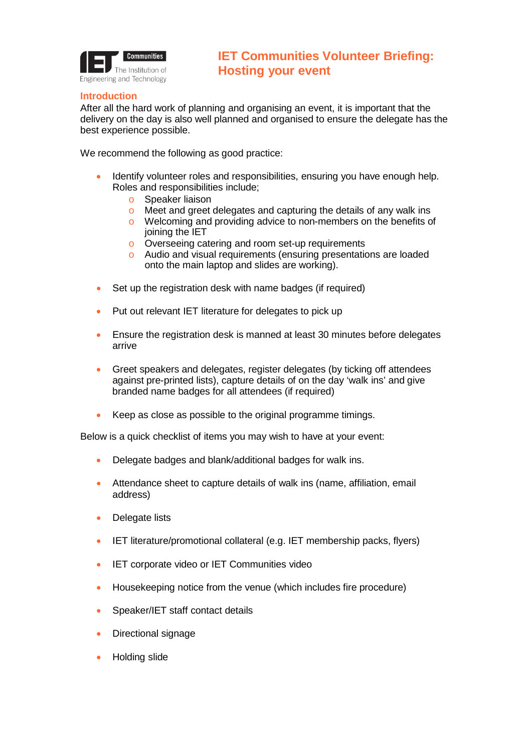# IET Communities Volunteer Briefing: Hosting your event

## Introduction

After all the hard work of planning and organising an event, it is important that the delivery on the day is also well planned and organised to ensure the delegate has the best experience possible.

We recommend the following as good practice:

- Identify volunteer roles and responsibilities, ensuring you have enough help. Roles and responsibilities include;
  - Speaker liaison
  - Meet and greet delegates and capturing the details of any walk ins
  - Welcoming and providing advice to non-members on the benefits of joining the IET
  - Overseeing catering and room set-up requirements
  - Audio and visual requirements (ensuring presentations are loaded onto the main laptop and slides are working).

- Set up the registration desk with name badges (if required)

- Put out relevant IET literature for delegates to pick up

- Ensure the registration desk is manned at least 30 minutes before delegates arrive

- Greet speakers and delegates, register delegates (by ticking off attendees against pre-printed lists), capture details of on the day 'walk ins' and give branded name badges for all attendees (if required)

- Keep as close as possible to the original programme timings.

Below is a quick checklist of items you may wish to have at your event:

- Delegate badges and blank/additional badges for walk ins.

- Attendance sheet to capture details of walk ins (name, affiliation, email address)

- Delegate lists

- IET literature/promotional collateral (e.g. IET membership packs, flyers)

- IET corporate video or IET Communities video

- Housekeeping notice from the venue (which includes fire procedure)

- Speaker/IET staff contact details

- Directional signage

- Holding slide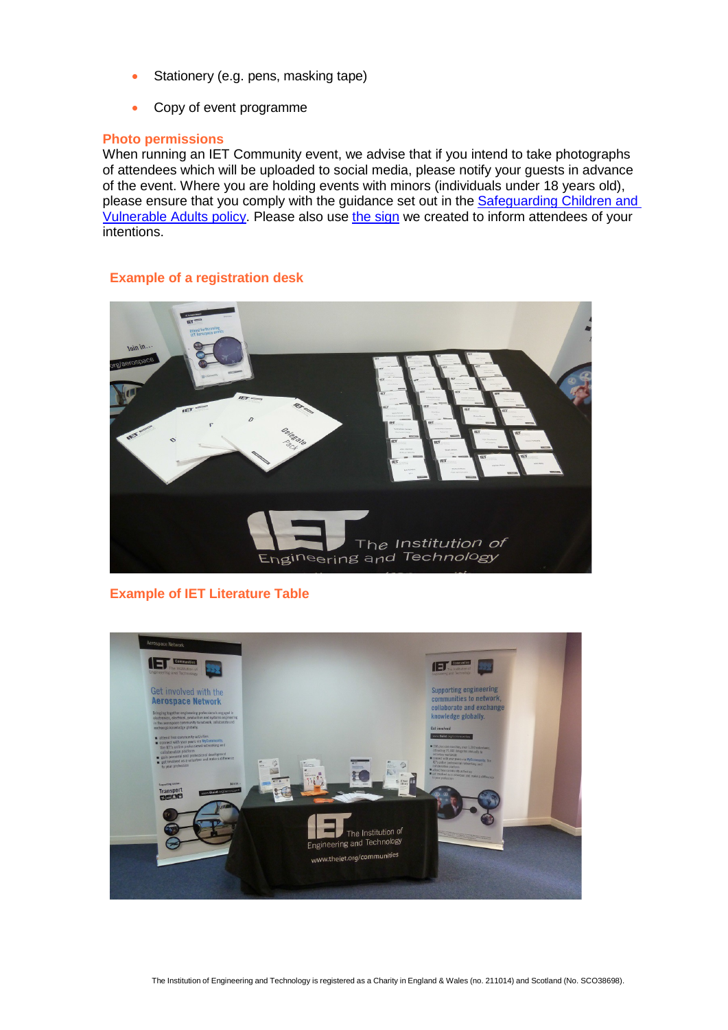- Stationery (e.g. pens, masking tape)
- Copy of event programme

## Photo permissions

When running an IET Community event, we advise that if you intend to take photographs of attendees which will be uploaded to social media, please notify your guests in advance of the event. Where you are holding events with minors (individuals under 18 years old), please ensure that you comply with the guidance set out in the Safeguarding Children and Vulnerable Adults policy. Please also use the sign we created to inform attendees of your intentions.

## Example of a registration desk

## Example of IET Literature Table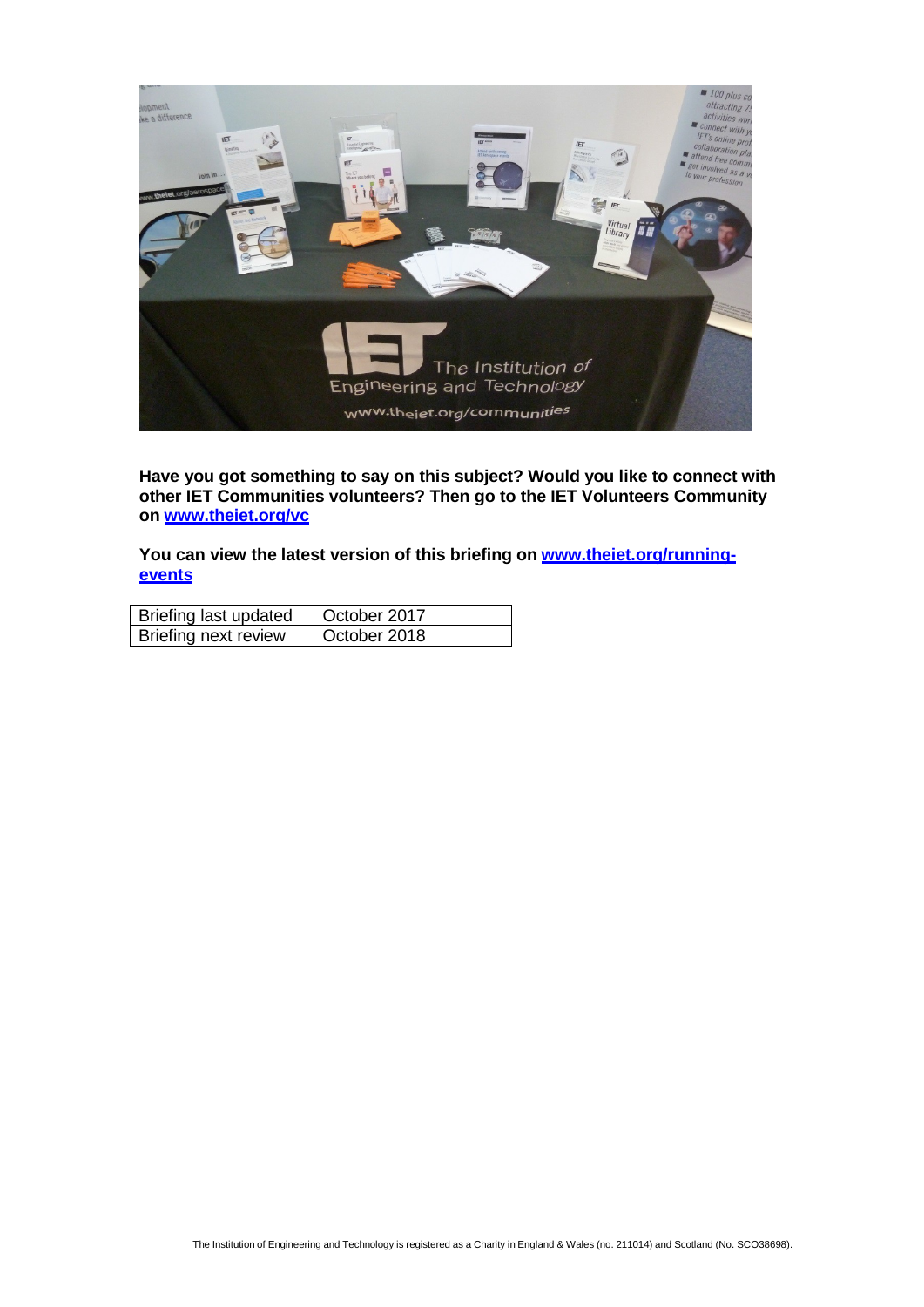**Have you got something to say on this subject? Would you like to connect with other IET Communities volunteers? Then go to the IET Volunteers Community on [www.theiet.org/vc](http://www.theiet.org/vc)**

**You can view the latest version of this briefing on [www.theiet.org/running-events](http://www.theiet.org/running-events)**

| | |
|---|---|
| Briefing last updated | October 2017 |
| Briefing next review | October 2018 |

The Institution of Engineering and Technology is registered as a Charity in England & Wales (no. 211014) and Scotland (No. SCO38698).